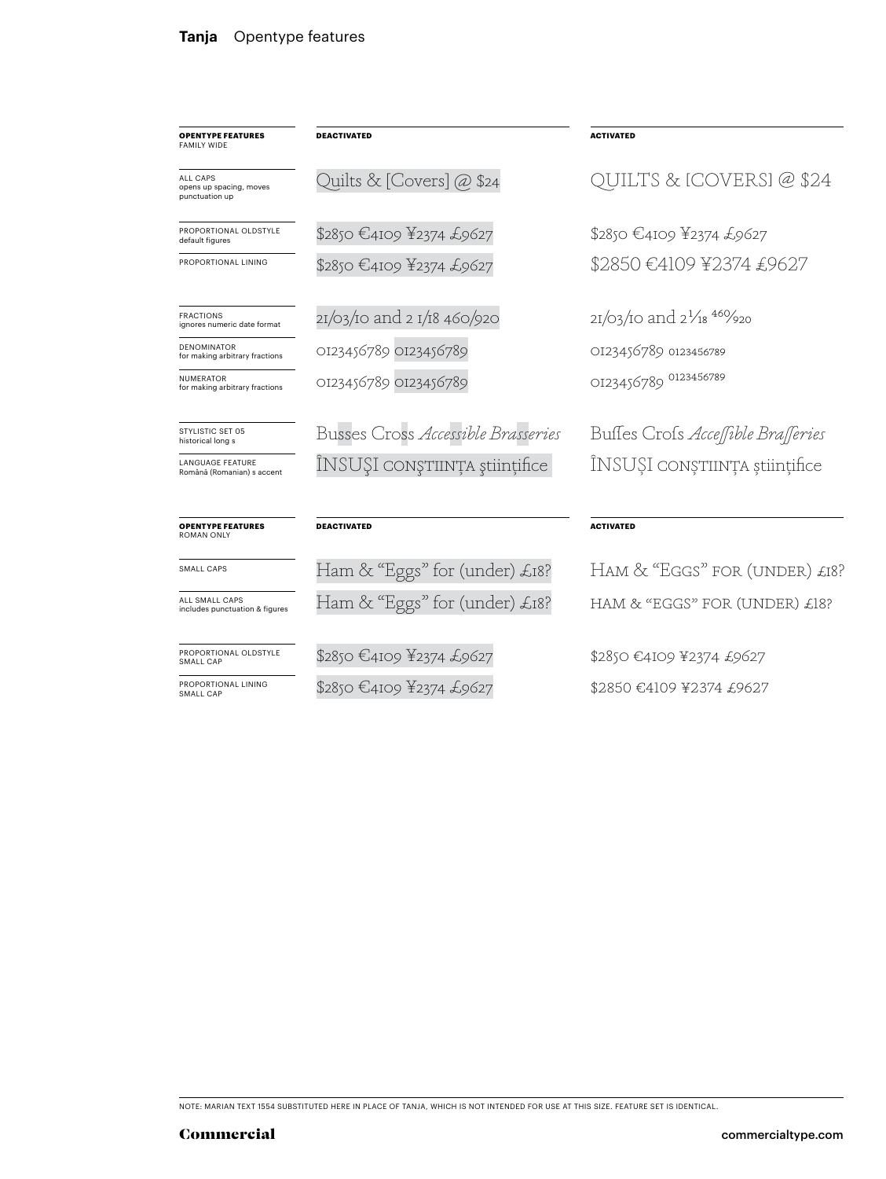# Tanja Opentype features

| **OPENTYPE FEATURES** FAMILY WIDE | **DEACTIVATED** | **ACTIVATED** |
| --- | --- | --- |
| ALL CAPS opens up spacing, moves punctuation up | Quilts & [Covers] @ $24 | QUILTS & [COVERS] @ $24 |
| PROPORTIONAL OLDSTYLE default figures | $2850 €4109 ¥2374 £9627 | $2850 €4109 ¥2374 £9627 |
| PROPORTIONAL LINING | $2850 €4109 ¥2374 £9627 | $2850 €4109 ¥2374 £9627 |
| FRACTIONS ignores numeric date format | 21/03/10 and 2 1/18 460/920 | 21/03/10 and 2 1/18 460/920 |
| DENOMINATOR for making arbitrary fractions | 0123456789 0123456789 | 0123456789 0123456789 |
| NUMERATOR for making arbitrary fractions | 0123456789 0123456789 | 0123456789 0123456789 |
| STYLISTIC SET 05 historical long s | Busses Cross *Accessible Brasseries* | Buſſes Croſs *Acceſſible Braſſeries* |
| LANGUAGE FEATURE Română (Romanian) s accent | ÎNSUŞI CONŞTIINŢA ştiinţifice | ÎNSUȘI CONȘTIINȚA științifice |

| **OPENTYPE FEATURES** ROMAN ONLY | **DEACTIVATED** | **ACTIVATED** |
| --- | --- | --- |
| SMALL CAPS | Ham & "Eggs" for (under) £18? | HAM & "EGGS" FOR (UNDER) £18? |
| ALL SMALL CAPS includes punctuation & figures | Ham & "Eggs" for (under) £18? | HAM & "EGGS" FOR (UNDER) £18? |
| PROPORTIONAL OLDSTYLE SMALL CAP | $2850 €4109 ¥2374 £9627 | $2850 €4109 ¥2374 £9627 |
| PROPORTIONAL LINING SMALL CAP | $2850 €4109 ¥2374 £9627 | $2850 €4109 ¥2374 £9627 |

NOTE: MARIAN TEXT 1554 SUBSTITUTED HERE IN PLACE OF TANJA, WHICH IS NOT INTENDED FOR USE AT THIS SIZE. FEATURE SET IS IDENTICAL.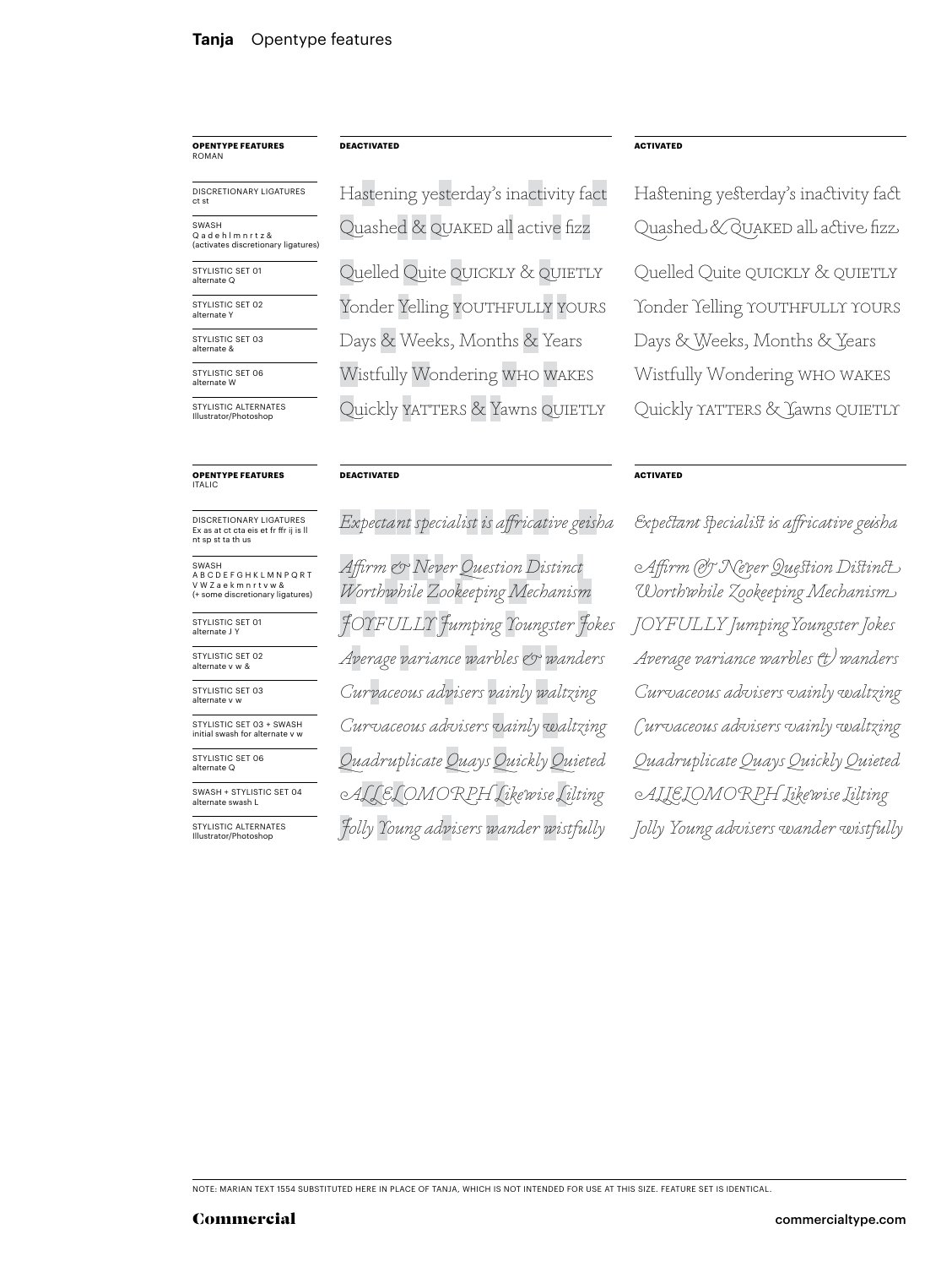**Tanja** Opentype features

| OPENTYPE FEATURES ROMAN | DEACTIVATED | ACTIVATED |
|---|---|---|
| DISCRETIONARY LIGATURES ct st | Hastening yesterday's inactivity fact | Hastening yesterday's inactivity fact |
| SWASH Q a d e h l m n r t z & (activates discretionary ligatures) | Quashed & QUAKED all active fizz | Quashed & QUAKED all active fizz |
| STYLISTIC SET 01 alternate Q | Quelled Quite QUICKLY & QUIETLY | Quelled Quite QUICKLY & QUIETLY |
| STYLISTIC SET 02 alternate Y | Yonder Yelling YOUTHFULLY YOURS | Yonder Yelling YOUTHFULLY YOURS |
| STYLISTIC SET 03 alternate & | Days & Weeks, Months & Years | Days & Weeks, Months & Years |
| STYLISTIC SET 06 alternate W | Wistfully Wondering WHO WAKES | Wistfully Wondering WHO WAKES |
| STYLISTIC ALTERNATES Illustrator/Photoshop | Quickly YATTERS & Yawns QUIETLY | Quickly YATTERS & Yawns QUIETLY |

| OPENTYPE FEATURES ITALIC | DEACTIVATED | ACTIVATED |
|---|---|---|
| DISCRETIONARY LIGATURES Ex as at ct cta eis et fr ffr ij is ll nt sp st ta th us | *Expectant specialist is affricative geisha* | *Expectant specialist is affricative geisha* |
| SWASH A B C D E F G H K L M N P Q R T V W Z a e k m n r t v w & (+ some discretionary ligatures) | *Affirm & Never Question Distinct Worthwhile Zookeeping Mechanism* | *Affirm & Never Question Distinct Worthwhile Zookeeping Mechanism* |
| STYLISTIC SET 01 alternate J Y | *JOYFULLY Jumping Youngster Jokes* | *JOYFULLY Jumping Youngster Jokes* |
| STYLISTIC SET 02 alternate v w & | *Average variance warbles & wanders* | *Average variance warbles & wanders* |
| STYLISTIC SET 03 alternate v w | *Curvaceous advisers vainly waltzing* | *Curvaceous advisers vainly waltzing* |
| STYLISTIC SET 03 + SWASH initial swash for alternate v w | *Curvaceous advisers vainly waltzing* | *Curvaceous advisers vainly waltzing* |
| STYLISTIC SET 06 alternate Q | *Quadruplicate Quays Quickly Quieted* | *Quadruplicate Quays Quickly Quieted* |
| SWASH + STYLISTIC SET 04 alternate swash L | *ALLELOMORPH Likewise Lilting* | *ALLELOMORPH Likewise Lilting* |
| STYLISTIC ALTERNATES Illustrator/Photoshop | *Jolly Young advisers wander wistfully* | *Jolly Young advisers wander wistfully* |

NOTE: MARIAN TEXT 1554 SUBSTITUTED HERE IN PLACE OF TANJA, WHICH IS NOT INTENDED FOR USE AT THIS SIZE. FEATURE SET IS IDENTICAL.